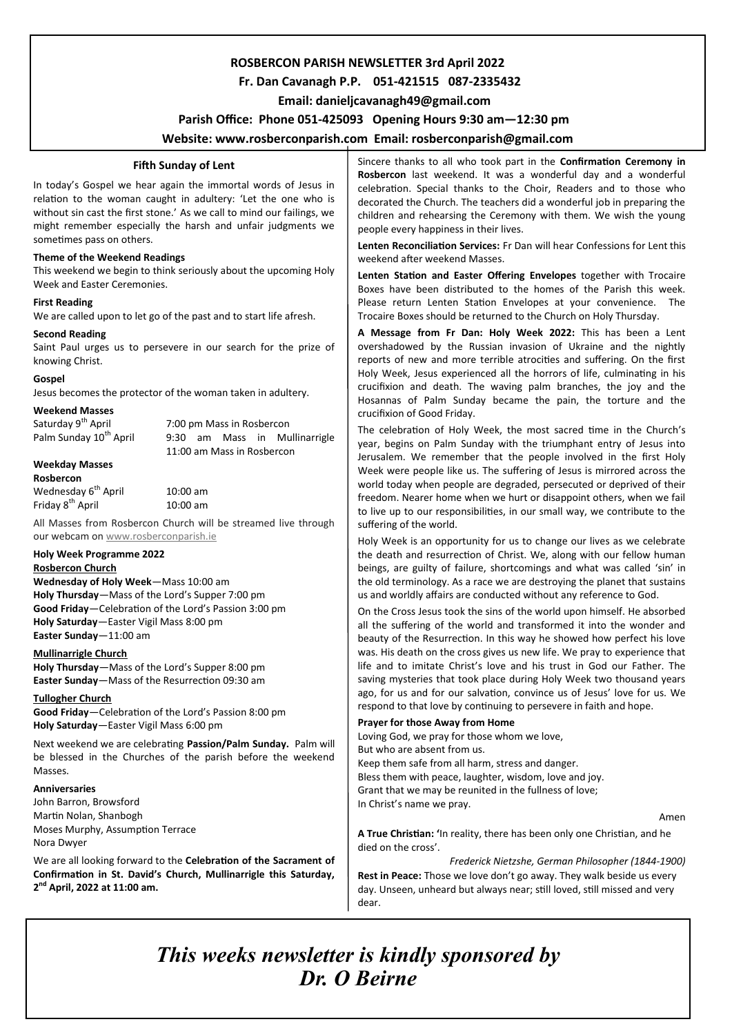**ROSBERCON PARISH NEWSLETTER 3rd April 2022**

**Fr. Dan Cavanagh P.P. 051-421515 087-2335432**

**Email: danieljcavanagh49@gmail.com**

**Parish Office: Phone 051-425093 Opening Hours 9:30 am—12:30 pm**

**Website: www.rosberconparish.com Email: rosberconparish@gmail.com**

## Fifth Sunday of Lent

In today's Gospel we hear again the immortal words of Jesus in relation to the woman caught in adultery: 'Let the one who is without sin cast the first stone.' As we call to mind our failings, we might remember especially the harsh and unfair judgments we sometimes pass on others.

**Theme of the Weekend Readings**

This weekend we begin to think seriously about the upcoming Holy Week and Easter Ceremonies.

**First Reading**

We are called upon to let go of the past and to start life afresh.

**Second Reading**

Saint Paul urges us to persevere in our search for the prize of knowing Christ.

**Gospel**

Jesus becomes the protector of the woman taken in adultery.

**Weekend Masses**

| | |
|---|---|
| Saturday 9th April | 7:00 pm Mass in Rosbercon |
| Palm Sunday 10th April | 9:30 am Mass in Mullinarrigle |
| | 11:00 am Mass in Rosbercon |

**Weekday Masses**

**Rosbercon**

| | |
|---|---|
| Wednesday 6th April | 10:00 am |
| Friday 8th April | 10:00 am |

All Masses from Rosbercon Church will be streamed live through our webcam on www.rosberconparish.ie

**Holy Week Programme 2022**

**Rosbercon Church**

**Wednesday of Holy Week**—Mass 10:00 am
**Holy Thursday**—Mass of the Lord's Supper 7:00 pm
**Good Friday**—Celebration of the Lord's Passion 3:00 pm
**Holy Saturday**—Easter Vigil Mass 8:00 pm
**Easter Sunday**—11:00 am

**Mullinarrigle Church**

**Holy Thursday**—Mass of the Lord's Supper 8:00 pm
**Easter Sunday**—Mass of the Resurrection 09:30 am

**Tullogher Church**

**Good Friday**—Celebration of the Lord's Passion 8:00 pm
**Holy Saturday**—Easter Vigil Mass 6:00 pm

Next weekend we are celebrating **Passion/Palm Sunday.** Palm will be blessed in the Churches of the parish before the weekend Masses.

**Anniversaries**

John Barron, Browsford
Martin Nolan, Shanbogh
Moses Murphy, Assumption Terrace
Nora Dwyer

We are all looking forward to the **Celebration of the Sacrament of Confirmation in St. David's Church, Mullinarrigle this Saturday, 2nd April, 2022 at 11:00 am.**

Sincere thanks to all who took part in the **Confirmation Ceremony in Rosbercon** last weekend. It was a wonderful day and a wonderful celebration. Special thanks to the Choir, Readers and to those who decorated the Church. The teachers did a wonderful job in preparing the children and rehearsing the Ceremony with them. We wish the young people every happiness in their lives.

**Lenten Reconciliation Services:** Fr Dan will hear Confessions for Lent this weekend after weekend Masses.

**Lenten Station and Easter Offering Envelopes** together with Trocaire Boxes have been distributed to the homes of the Parish this week. Please return Lenten Station Envelopes at your convenience. The Trocaire Boxes should be returned to the Church on Holy Thursday.

**A Message from Fr Dan: Holy Week 2022:** This has been a Lent overshadowed by the Russian invasion of Ukraine and the nightly reports of new and more terrible atrocities and suffering. On the first Holy Week, Jesus experienced all the horrors of life, culminating in his crucifixion and death. The waving palm branches, the joy and the Hosannas of Palm Sunday became the pain, the torture and the crucifixion of Good Friday.

The celebration of Holy Week, the most sacred time in the Church's year, begins on Palm Sunday with the triumphant entry of Jesus into Jerusalem. We remember that the people involved in the first Holy Week were people like us. The suffering of Jesus is mirrored across the world today when people are degraded, persecuted or deprived of their freedom. Nearer home when we hurt or disappoint others, when we fail to live up to our responsibilities, in our small way, we contribute to the suffering of the world.

Holy Week is an opportunity for us to change our lives as we celebrate the death and resurrection of Christ. We, along with our fellow human beings, are guilty of failure, shortcomings and what was called 'sin' in the old terminology. As a race we are destroying the planet that sustains us and worldly affairs are conducted without any reference to God.

On the Cross Jesus took the sins of the world upon himself. He absorbed all the suffering of the world and transformed it into the wonder and beauty of the Resurrection. In this way he showed how perfect his love was. His death on the cross gives us new life. We pray to experience that life and to imitate Christ's love and his trust in God our Father. The saving mysteries that took place during Holy Week two thousand years ago, for us and for our salvation, convince us of Jesus' love for us. We respond to that love by continuing to persevere in faith and hope.

**Prayer for those Away from Home**

Loving God, we pray for those whom we love,
But who are absent from us.
Keep them safe from all harm, stress and danger.
Bless them with peace, laughter, wisdom, love and joy.
Grant that we may be reunited in the fullness of love;
In Christ's name we pray.

Amen

**A True Christian: '**In reality, there has been only one Christian, and he died on the cross'.

*Frederick Nietzshe, German Philosopher (1844-1900)*

**Rest in Peace:** Those we love don't go away. They walk beside us every day. Unseen, unheard but always near; still loved, still missed and very dear.

***This weeks newsletter is kindly sponsored by Dr. O Beirne***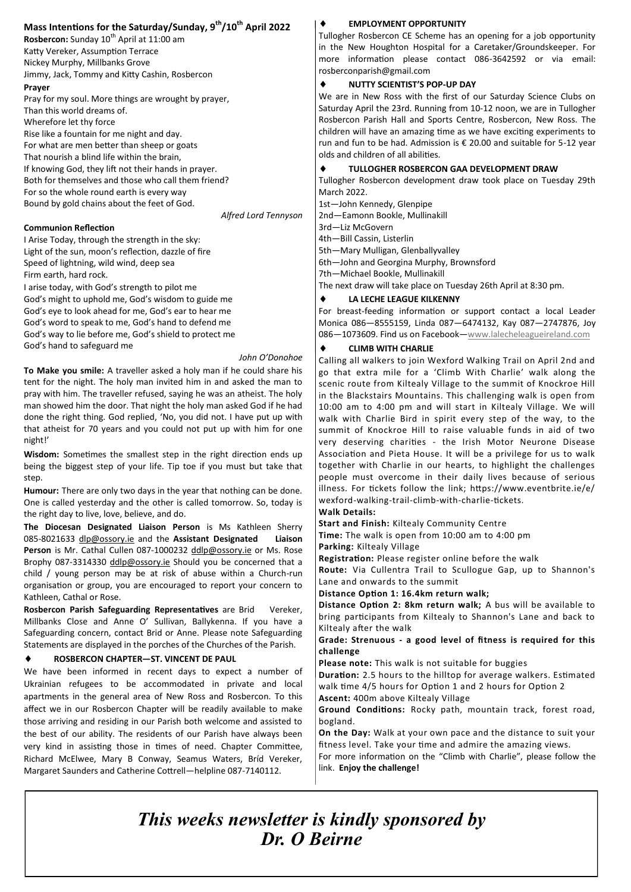## Mass Intentions for the Saturday/Sunday, 9th/10th April 2022

**Rosbercon:** Sunday 10th April at 11:00 am
Katty Vereker, Assumption Terrace
Nickey Murphy, Millbanks Grove
Jimmy, Jack, Tommy and Kitty Cashin, Rosbercon

**Prayer**

Pray for my soul. More things are wrought by prayer,
Than this world dreams of.
Wherefore let thy force
Rise like a fountain for me night and day.
For what are men better than sheep or goats
That nourish a blind life within the brain,
If knowing God, they lift not their hands in prayer.
Both for themselves and those who call them friend?
For so the whole round earth is every way
Bound by gold chains about the feet of God.

*Alfred Lord Tennyson*

**Communion Reflection**

I Arise Today, through the strength in the sky:
Light of the sun, moon's reflection, dazzle of fire
Speed of lightning, wild wind, deep sea
Firm earth, hard rock.
I arise today, with God's strength to pilot me
God's might to uphold me, God's wisdom to guide me
God's eye to look ahead for me, God's ear to hear me
God's word to speak to me, God's hand to defend me
God's way to lie before me, God's shield to protect me
God's hand to safeguard me

*John O'Donohoe*

**To Make you smile:** A traveller asked a holy man if he could share his tent for the night. The holy man invited him in and asked the man to pray with him. The traveller refused, saying he was an atheist. The holy man showed him the door. That night the holy man asked God if he had done the right thing. God replied, 'No, you did not. I have put up with that atheist for 70 years and you could not put up with him for one night!'

**Wisdom:** Sometimes the smallest step in the right direction ends up being the biggest step of your life. Tip toe if you must but take that step.

**Humour:** There are only two days in the year that nothing can be done. One is called yesterday and the other is called tomorrow. So, today is the right day to live, love, believe, and do.

**The Diocesan Designated Liaison Person** is Ms Kathleen Sherry 085-8021633 dlp@ossory.ie and the **Assistant Designated Liaison Person** is Mr. Cathal Cullen 087-1000232 ddlp@ossory.ie or Ms. Rose Brophy 087-3314330 ddlp@ossory.ie Should you be concerned that a child / young person may be at risk of abuse within a Church-run organisation or group, you are encouraged to report your concern to Kathleen, Cathal or Rose.

**Rosbercon Parish Safeguarding Representatives** are Brid Vereker, Millbanks Close and Anne O' Sullivan, Ballykenna. If you have a Safeguarding concern, contact Brid or Anne. Please note Safeguarding Statements are displayed in the porches of the Churches of the Parish.

### ♦ ROSBERCON CHAPTER—ST. VINCENT DE PAUL

We have been informed in recent days to expect a number of Ukrainian refugees to be accommodated in private and local apartments in the general area of New Ross and Rosbercon. To this affect we in our Rosbercon Chapter will be readily available to make those arriving and residing in our Parish both welcome and assisted to the best of our ability. The residents of our Parish have always been very kind in assisting those in times of need. Chapter Committee, Richard McElwee, Mary B Conway, Seamus Waters, Bríd Vereker, Margaret Saunders and Catherine Cottrell—helpline 087-7140112.

### ♦ EMPLOYMENT OPPORTUNITY

Tullogher Rosbercon CE Scheme has an opening for a job opportunity in the New Houghton Hospital for a Caretaker/Groundskeeper. For more information please contact 086-3642592 or via email: rosberconparish@gmail.com

### ♦ NUTTY SCIENTIST'S POP-UP DAY

We are in New Ross with the first of our Saturday Science Clubs on Saturday April the 23rd. Running from 10-12 noon, we are in Tullogher Rosbercon Parish Hall and Sports Centre, Rosbercon, New Ross. The children will have an amazing time as we have exciting experiments to run and fun to be had. Admission is € 20.00 and suitable for 5-12 year olds and children of all abilities.

### ♦ TULLOGHER ROSBERCON GAA DEVELOPMENT DRAW

Tullogher Rosbercon development draw took place on Tuesday 29th March 2022.

1st—John Kennedy, Glenpipe
2nd—Eamonn Bookle, Mullinakill
3rd—Liz McGovern
4th—Bill Cassin, Listerlin
5th—Mary Mulligan, Glenballyvalley
6th—John and Georgina Murphy, Brownsford
7th—Michael Bookle, Mullinakill

The next draw will take place on Tuesday 26th April at 8:30 pm.

### ♦ LA LECHE LEAGUE KILKENNY

For breast-feeding information or support contact a local Leader Monica 086—8555159, Linda 087—6474132, Kay 087—2747876, Joy 086—1073609. Find us on Facebook—www.lalecheleagueireland.com

### ♦ CLIMB WITH CHARLIE

Calling all walkers to join Wexford Walking Trail on April 2nd and go that extra mile for a 'Climb With Charlie' walk along the scenic route from Kiltealy Village to the summit of Knockroe Hill in the Blackstairs Mountains. This challenging walk is open from 10:00 am to 4:00 pm and will start in Kiltealy Village. We will walk with Charlie Bird in spirit every step of the way, to the summit of Knockroe Hill to raise valuable funds in aid of two very deserving charities - the Irish Motor Neurone Disease Association and Pieta House. It will be a privilege for us to walk together with Charlie in our hearts, to highlight the challenges people must overcome in their daily lives because of serious illness. For tickets follow the link; https://www.eventbrite.ie/e/wexford-walking-trail-climb-with-charlie-tickets.

**Walk Details:**

**Start and Finish:** Kiltealy Community Centre
**Time:** The walk is open from 10:00 am to 4:00 pm
**Parking:** Kiltealy Village
**Registration:** Please register online before the walk
**Route:** Via Cullentra Trail to Scullogue Gap, up to Shannon's Lane and onwards to the summit
**Distance Option 1: 16.4km return walk;**
**Distance Option 2: 8km return walk;** A bus will be available to bring participants from Kiltealy to Shannon's Lane and back to Kiltealy after the walk
**Grade: Strenuous - a good level of fitness is required for this challenge**
**Please note:** This walk is not suitable for buggies
**Duration:** 2.5 hours to the hilltop for average walkers. Estimated walk time 4/5 hours for Option 1 and 2 hours for Option 2
**Ascent:** 400m above Kiltealy Village
**Ground Conditions:** Rocky path, mountain track, forest road, bogland.
**On the Day:** Walk at your own pace and the distance to suit your fitness level. Take your time and admire the amazing views.
For more information on the "Climb with Charlie", please follow the link. **Enjoy the challenge!**

***This weeks newsletter is kindly sponsored by Dr. O Beirne***